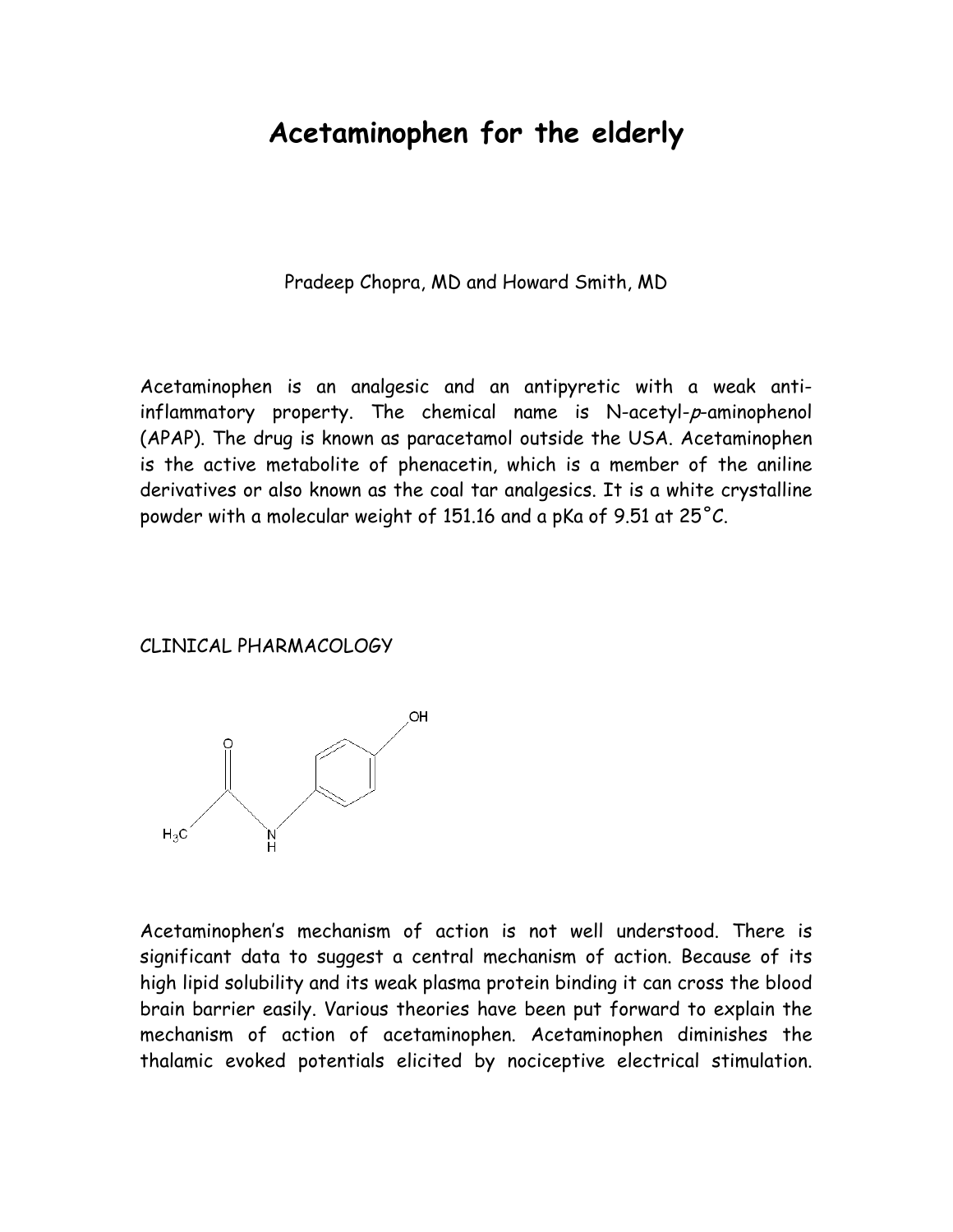# Acetaminophen for the elderly

Pradeep Chopra, MD and Howard Smith, MD

Acetaminophen is an analgesic and an antipyretic with a weak anti-inflammatory property. The chemical name is N-acetyl-*p*-aminophenol (APAP). The drug is known as paracetamol outside the USA. Acetaminophen is the active metabolite of phenacetin, which is a member of the aniline derivatives or also known as the coal tar analgesics. It is a white crystalline powder with a molecular weight of 151.16 and a pKa of 9.51 at 25˚C.

## CLINICAL PHARMACOLOGY

Acetaminophen's mechanism of action is not well understood. There is significant data to suggest a central mechanism of action. Because of its high lipid solubility and its weak plasma protein binding it can cross the blood brain barrier easily. Various theories have been put forward to explain the mechanism of action of acetaminophen. Acetaminophen diminishes the thalamic evoked potentials elicited by nociceptive electrical stimulation.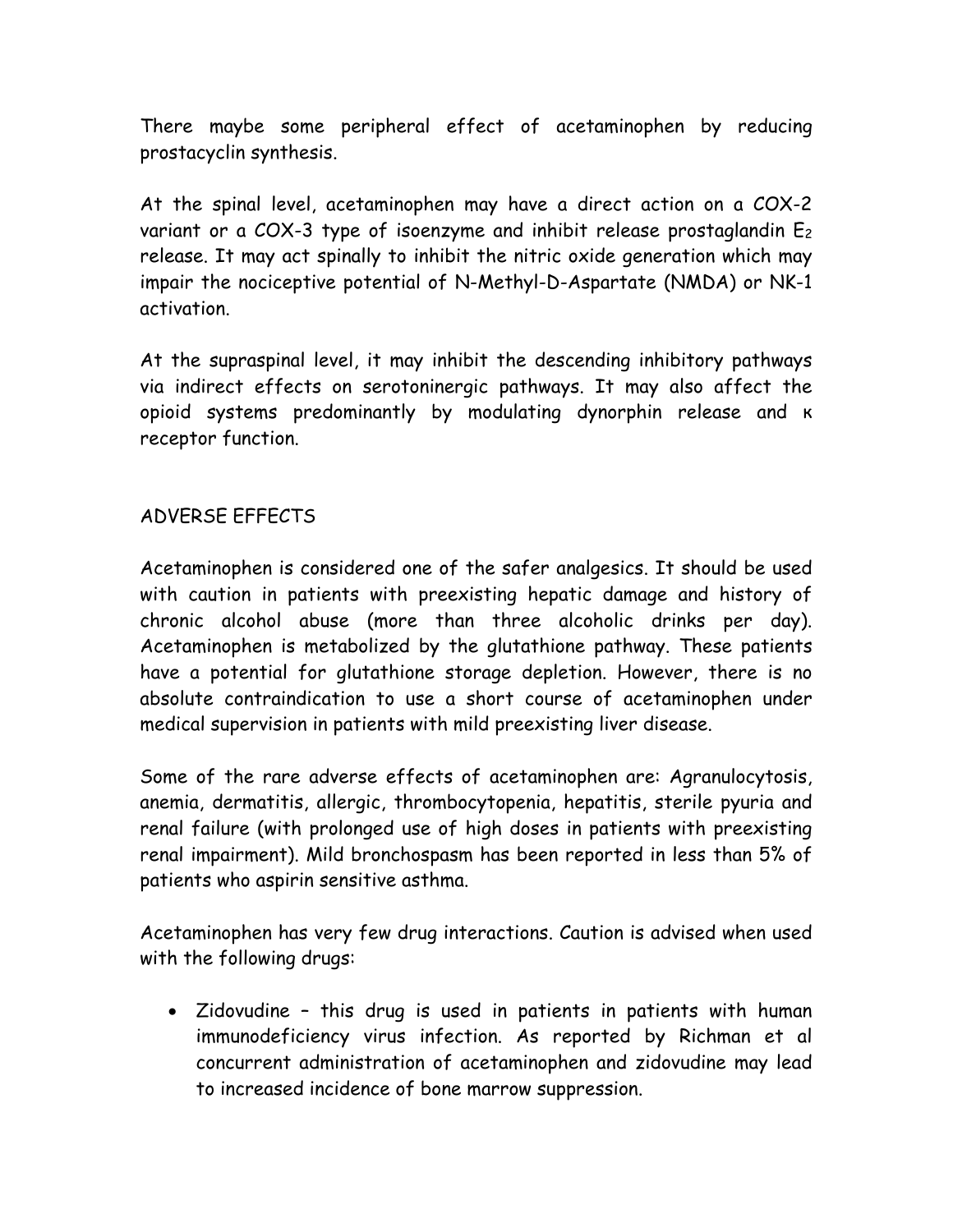There maybe some peripheral effect of acetaminophen by reducing prostacyclin synthesis.

At the spinal level, acetaminophen may have a direct action on a COX-2 variant or a COX-3 type of isoenzyme and inhibit release prostaglandin $E_2$ release. It may act spinally to inhibit the nitric oxide generation which may impair the nociceptive potential of N-Methyl-D-Aspartate (NMDA) or NK-1 activation.

At the supraspinal level, it may inhibit the descending inhibitory pathways via indirect effects on serotoninergic pathways. It may also affect the opioid systems predominantly by modulating dynorphin release and κ receptor function.

## ADVERSE EFFECTS

Acetaminophen is considered one of the safer analgesics. It should be used with caution in patients with preexisting hepatic damage and history of chronic alcohol abuse (more than three alcoholic drinks per day). Acetaminophen is metabolized by the glutathione pathway. These patients have a potential for glutathione storage depletion. However, there is no absolute contraindication to use a short course of acetaminophen under medical supervision in patients with mild preexisting liver disease.

Some of the rare adverse effects of acetaminophen are: Agranulocytosis, anemia, dermatitis, allergic, thrombocytopenia, hepatitis, sterile pyuria and renal failure (with prolonged use of high doses in patients with preexisting renal impairment). Mild bronchospasm has been reported in less than 5% of patients who aspirin sensitive asthma.

Acetaminophen has very few drug interactions. Caution is advised when used with the following drugs:

- Zidovudine – this drug is used in patients in patients with human immunodeficiency virus infection. As reported by Richman et al concurrent administration of acetaminophen and zidovudine may lead to increased incidence of bone marrow suppression.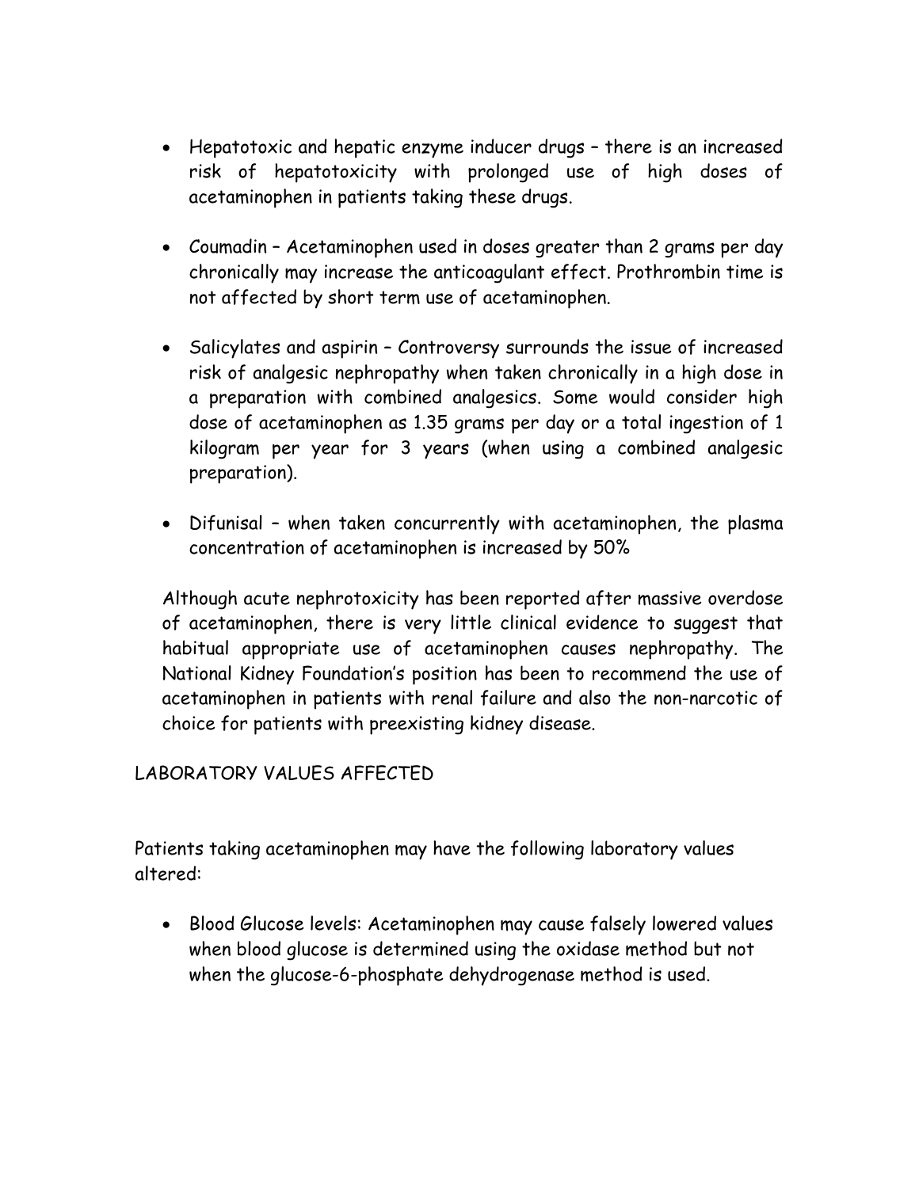- Hepatotoxic and hepatic enzyme inducer drugs – there is an increased risk of hepatotoxicity with prolonged use of high doses of acetaminophen in patients taking these drugs.

- Coumadin – Acetaminophen used in doses greater than 2 grams per day chronically may increase the anticoagulant effect. Prothrombin time is not affected by short term use of acetaminophen.

- Salicylates and aspirin – Controversy surrounds the issue of increased risk of analgesic nephropathy when taken chronically in a high dose in a preparation with combined analgesics. Some would consider high dose of acetaminophen as 1.35 grams per day or a total ingestion of 1 kilogram per year for 3 years (when using a combined analgesic preparation).

- Difunisal – when taken concurrently with acetaminophen, the plasma concentration of acetaminophen is increased by 50%

Although acute nephrotoxicity has been reported after massive overdose of acetaminophen, there is very little clinical evidence to suggest that habitual appropriate use of acetaminophen causes nephropathy. The National Kidney Foundation's position has been to recommend the use of acetaminophen in patients with renal failure and also the non-narcotic of choice for patients with preexisting kidney disease.

## LABORATORY VALUES AFFECTED

Patients taking acetaminophen may have the following laboratory values altered:

- Blood Glucose levels: Acetaminophen may cause falsely lowered values when blood glucose is determined using the oxidase method but not when the glucose-6-phosphate dehydrogenase method is used.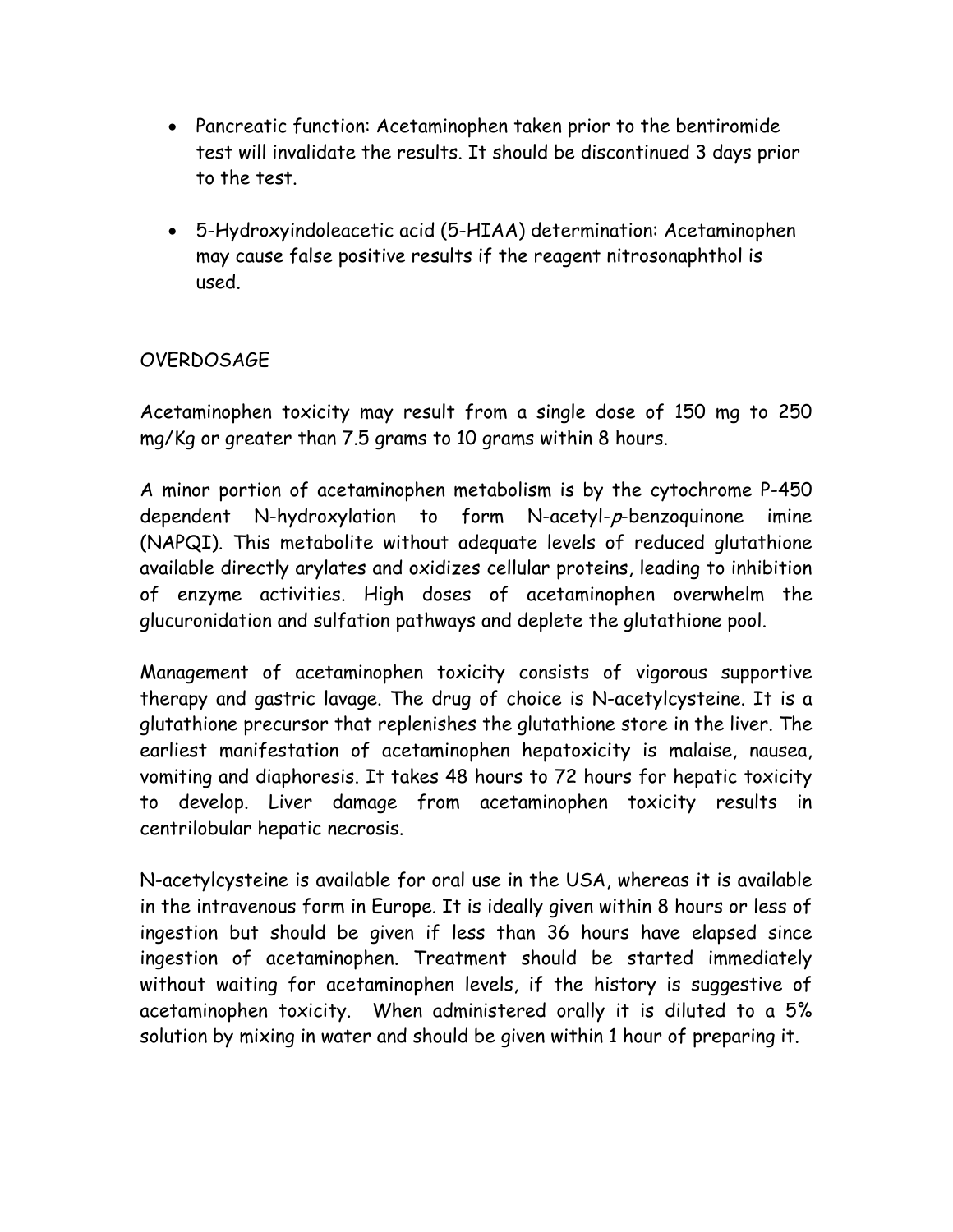- Pancreatic function: Acetaminophen taken prior to the bentiromide test will invalidate the results. It should be discontinued 3 days prior to the test.

- 5-Hydroxyindoleacetic acid (5-HIAA) determination: Acetaminophen may cause false positive results if the reagent nitrosonaphthol is used.

## OVERDOSAGE

Acetaminophen toxicity may result from a single dose of 150 mg to 250 mg/Kg or greater than 7.5 grams to 10 grams within 8 hours.

A minor portion of acetaminophen metabolism is by the cytochrome P-450 dependent N-hydroxylation to form N-acetyl-*p*-benzoquinone imine (NAPQI). This metabolite without adequate levels of reduced glutathione available directly arylates and oxidizes cellular proteins, leading to inhibition of enzyme activities. High doses of acetaminophen overwhelm the glucuronidation and sulfation pathways and deplete the glutathione pool.

Management of acetaminophen toxicity consists of vigorous supportive therapy and gastric lavage. The drug of choice is N-acetylcysteine. It is a glutathione precursor that replenishes the glutathione store in the liver. The earliest manifestation of acetaminophen hepatoxicity is malaise, nausea, vomiting and diaphoresis. It takes 48 hours to 72 hours for hepatic toxicity to develop. Liver damage from acetaminophen toxicity results in centrilobular hepatic necrosis.

N-acetylcysteine is available for oral use in the USA, whereas it is available in the intravenous form in Europe. It is ideally given within 8 hours or less of ingestion but should be given if less than 36 hours have elapsed since ingestion of acetaminophen. Treatment should be started immediately without waiting for acetaminophen levels, if the history is suggestive of acetaminophen toxicity. When administered orally it is diluted to a 5% solution by mixing in water and should be given within 1 hour of preparing it.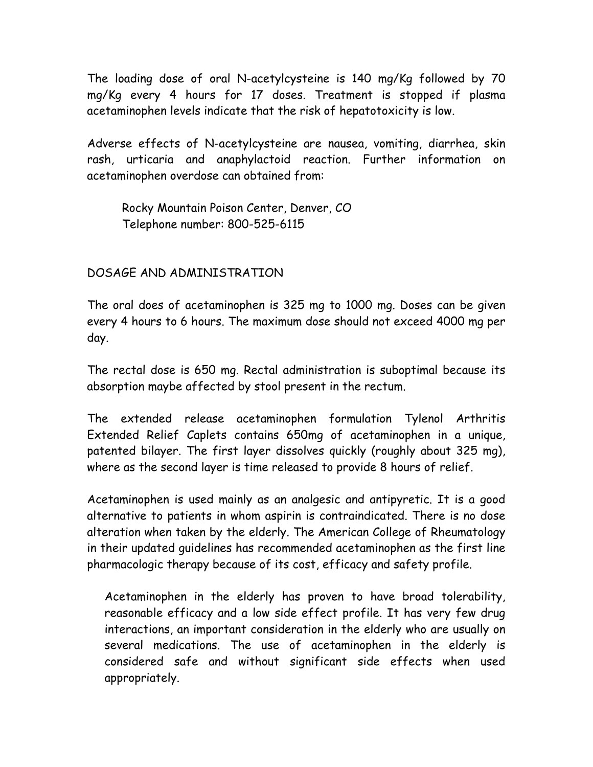The loading dose of oral N-acetylcysteine is 140 mg/Kg followed by 70 mg/Kg every 4 hours for 17 doses. Treatment is stopped if plasma acetaminophen levels indicate that the risk of hepatotoxicity is low.

Adverse effects of N-acetylcysteine are nausea, vomiting, diarrhea, skin rash, urticaria and anaphylactoid reaction. Further information on acetaminophen overdose can obtained from:

> Rocky Mountain Poison Center, Denver, CO
> Telephone number: 800-525-6115

## DOSAGE AND ADMINISTRATION

The oral does of acetaminophen is 325 mg to 1000 mg. Doses can be given every 4 hours to 6 hours. The maximum dose should not exceed 4000 mg per day.

The rectal dose is 650 mg. Rectal administration is suboptimal because its absorption maybe affected by stool present in the rectum.

The extended release acetaminophen formulation Tylenol Arthritis Extended Relief Caplets contains 650mg of acetaminophen in a unique, patented bilayer. The first layer dissolves quickly (roughly about 325 mg), where as the second layer is time released to provide 8 hours of relief.

Acetaminophen is used mainly as an analgesic and antipyretic. It is a good alternative to patients in whom aspirin is contraindicated. There is no dose alteration when taken by the elderly. The American College of Rheumatology in their updated guidelines has recommended acetaminophen as the first line pharmacologic therapy because of its cost, efficacy and safety profile.

> Acetaminophen in the elderly has proven to have broad tolerability, reasonable efficacy and a low side effect profile. It has very few drug interactions, an important consideration in the elderly who are usually on several medications. The use of acetaminophen in the elderly is considered safe and without significant side effects when used appropriately.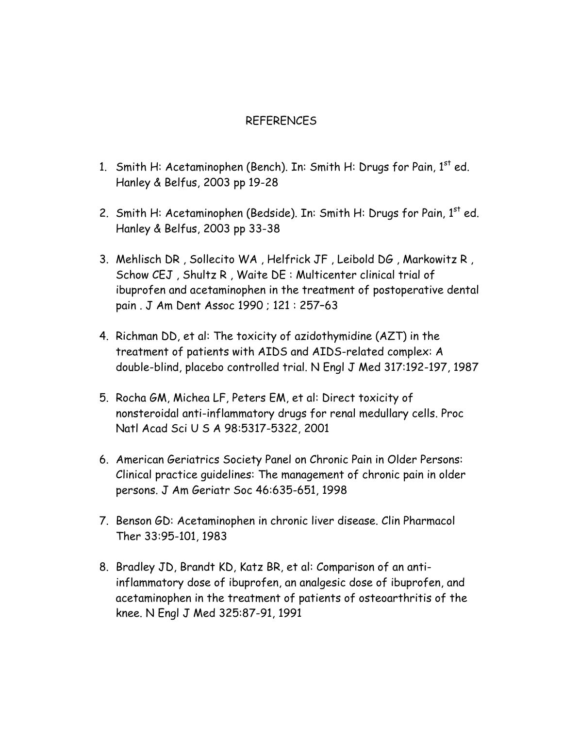# REFERENCES

1. Smith H: Acetaminophen (Bench). In: Smith H: Drugs for Pain, 1st ed. Hanley & Belfus, 2003 pp 19-28

2. Smith H: Acetaminophen (Bedside). In: Smith H: Drugs for Pain, 1st ed. Hanley & Belfus, 2003 pp 33-38

3. Mehlisch DR , Sollecito WA , Helfrick JF , Leibold DG , Markowitz R , Schow CEJ , Shultz R , Waite DE : Multicenter clinical trial of ibuprofen and acetaminophen in the treatment of postoperative dental pain . J Am Dent Assoc 1990 ; 121 : 257–63

4. Richman DD, et al: The toxicity of azidothymidine (AZT) in the treatment of patients with AIDS and AIDS-related complex: A double-blind, placebo controlled trial. N Engl J Med 317:192-197, 1987

5. Rocha GM, Michea LF, Peters EM, et al: Direct toxicity of nonsteroidal anti-inflammatory drugs for renal medullary cells. Proc Natl Acad Sci U S A 98:5317-5322, 2001

6. American Geriatrics Society Panel on Chronic Pain in Older Persons: Clinical practice guidelines: The management of chronic pain in older persons. J Am Geriatr Soc 46:635-651, 1998

7. Benson GD: Acetaminophen in chronic liver disease. Clin Pharmacol Ther 33:95-101, 1983

8. Bradley JD, Brandt KD, Katz BR, et al: Comparison of an anti-inflammatory dose of ibuprofen, an analgesic dose of ibuprofen, and acetaminophen in the treatment of patients of osteoarthritis of the knee. N Engl J Med 325:87-91, 1991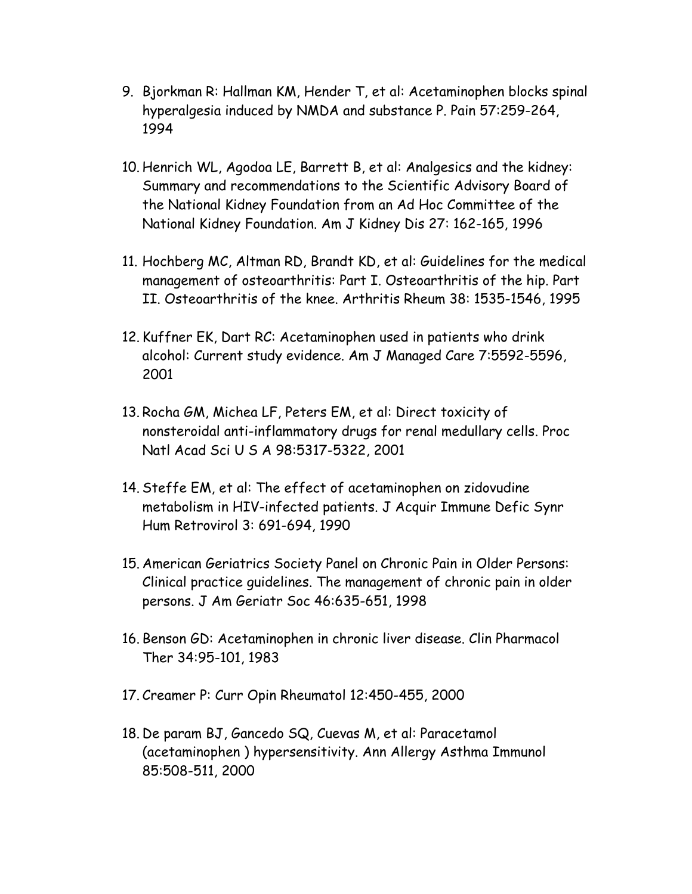9. Bjorkman R: Hallman KM, Hender T, et al: Acetaminophen blocks spinal hyperalgesia induced by NMDA and substance P. Pain 57:259-264, 1994

10. Henrich WL, Agodoa LE, Barrett B, et al: Analgesics and the kidney: Summary and recommendations to the Scientific Advisory Board of the National Kidney Foundation from an Ad Hoc Committee of the National Kidney Foundation. Am J Kidney Dis 27: 162-165, 1996

11. Hochberg MC, Altman RD, Brandt KD, et al: Guidelines for the medical management of osteoarthritis: Part I. Osteoarthritis of the hip. Part II. Osteoarthritis of the knee. Arthritis Rheum 38: 1535-1546, 1995

12. Kuffner EK, Dart RC: Acetaminophen used in patients who drink alcohol: Current study evidence. Am J Managed Care 7:5592-5596, 2001

13. Rocha GM, Michea LF, Peters EM, et al: Direct toxicity of nonsteroidal anti-inflammatory drugs for renal medullary cells. Proc Natl Acad Sci U S A 98:5317-5322, 2001

14. Steffe EM, et al: The effect of acetaminophen on zidovudine metabolism in HIV-infected patients. J Acquir Immune Defic Synr Hum Retrovirol 3: 691-694, 1990

15. American Geriatrics Society Panel on Chronic Pain in Older Persons: Clinical practice guidelines. The management of chronic pain in older persons. J Am Geriatr Soc 46:635-651, 1998

16. Benson GD: Acetaminophen in chronic liver disease. Clin Pharmacol Ther 34:95-101, 1983

17. Creamer P: Curr Opin Rheumatol 12:450-455, 2000

18. De param BJ, Gancedo SQ, Cuevas M, et al: Paracetamol (acetaminophen ) hypersensitivity. Ann Allergy Asthma Immunol 85:508-511, 2000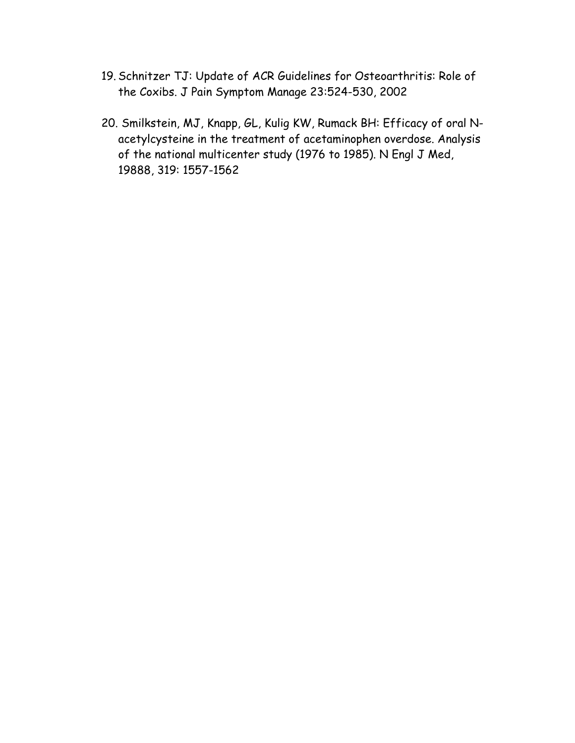19. Schnitzer TJ: Update of ACR Guidelines for Osteoarthritis: Role of the Coxibs. J Pain Symptom Manage 23:524-530, 2002

20. Smilkstein, MJ, Knapp, GL, Kulig KW, Rumack BH: Efficacy of oral N-acetylcysteine in the treatment of acetaminophen overdose. Analysis of the national multicenter study (1976 to 1985). N Engl J Med, 19888, 319: 1557-1562